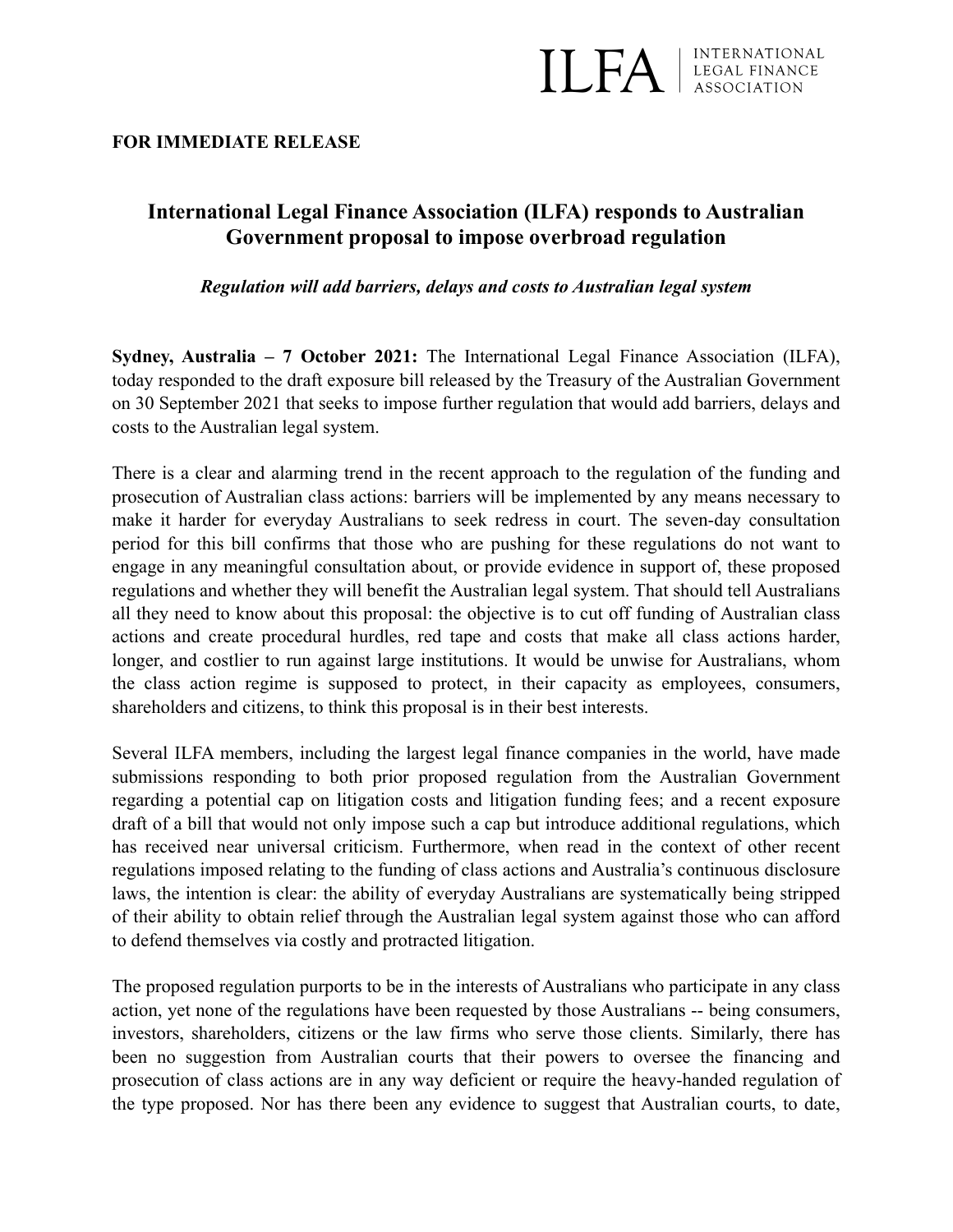ILFA | INTERNATIONAL LEGAL FINANCE ASSOCIATION

**FOR IMMEDIATE RELEASE**

# International Legal Finance Association (ILFA) responds to Australian Government proposal to impose overbroad regulation

***Regulation will add barriers, delays and costs to Australian legal system***

**Sydney, Australia – 7 October 2021:** The International Legal Finance Association (ILFA), today responded to the draft exposure bill released by the Treasury of the Australian Government on 30 September 2021 that seeks to impose further regulation that would add barriers, delays and costs to the Australian legal system.

There is a clear and alarming trend in the recent approach to the regulation of the funding and prosecution of Australian class actions: barriers will be implemented by any means necessary to make it harder for everyday Australians to seek redress in court. The seven-day consultation period for this bill confirms that those who are pushing for these regulations do not want to engage in any meaningful consultation about, or provide evidence in support of, these proposed regulations and whether they will benefit the Australian legal system. That should tell Australians all they need to know about this proposal: the objective is to cut off funding of Australian class actions and create procedural hurdles, red tape and costs that make all class actions harder, longer, and costlier to run against large institutions. It would be unwise for Australians, whom the class action regime is supposed to protect, in their capacity as employees, consumers, shareholders and citizens, to think this proposal is in their best interests.

Several ILFA members, including the largest legal finance companies in the world, have made submissions responding to both prior proposed regulation from the Australian Government regarding a potential cap on litigation costs and litigation funding fees; and a recent exposure draft of a bill that would not only impose such a cap but introduce additional regulations, which has received near universal criticism. Furthermore, when read in the context of other recent regulations imposed relating to the funding of class actions and Australia's continuous disclosure laws, the intention is clear: the ability of everyday Australians are systematically being stripped of their ability to obtain relief through the Australian legal system against those who can afford to defend themselves via costly and protracted litigation.

The proposed regulation purports to be in the interests of Australians who participate in any class action, yet none of the regulations have been requested by those Australians -- being consumers, investors, shareholders, citizens or the law firms who serve those clients. Similarly, there has been no suggestion from Australian courts that their powers to oversee the financing and prosecution of class actions are in any way deficient or require the heavy-handed regulation of the type proposed. Nor has there been any evidence to suggest that Australian courts, to date,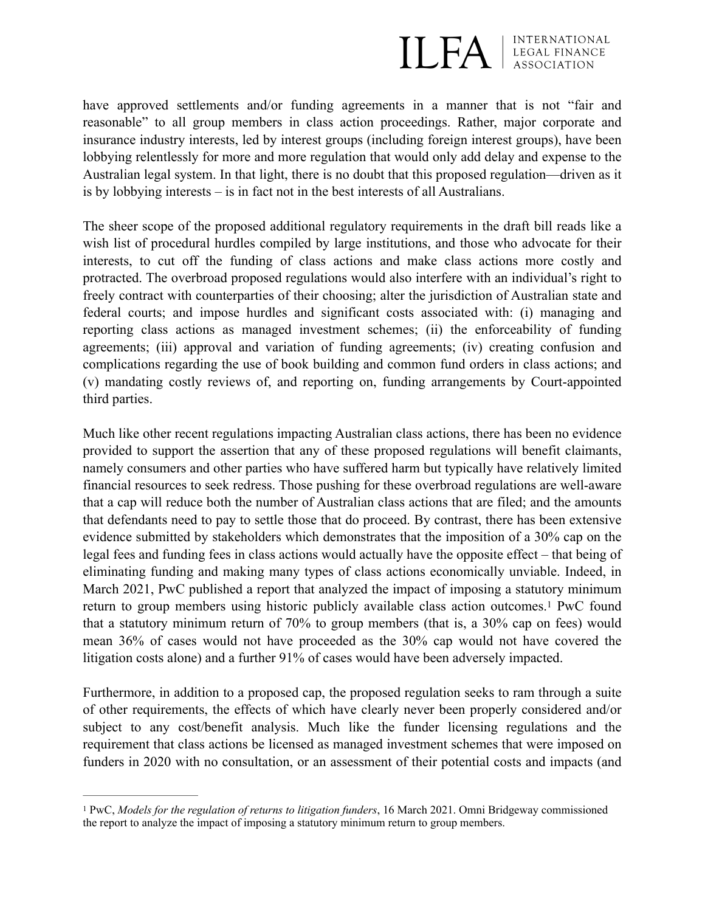have approved settlements and/or funding agreements in a manner that is not "fair and reasonable" to all group members in class action proceedings. Rather, major corporate and insurance industry interests, led by interest groups (including foreign interest groups), have been lobbying relentlessly for more and more regulation that would only add delay and expense to the Australian legal system. In that light, there is no doubt that this proposed regulation—driven as it is by lobbying interests – is in fact not in the best interests of all Australians.

The sheer scope of the proposed additional regulatory requirements in the draft bill reads like a wish list of procedural hurdles compiled by large institutions, and those who advocate for their interests, to cut off the funding of class actions and make class actions more costly and protracted. The overbroad proposed regulations would also interfere with an individual's right to freely contract with counterparties of their choosing; alter the jurisdiction of Australian state and federal courts; and impose hurdles and significant costs associated with: (i) managing and reporting class actions as managed investment schemes; (ii) the enforceability of funding agreements; (iii) approval and variation of funding agreements; (iv) creating confusion and complications regarding the use of book building and common fund orders in class actions; and (v) mandating costly reviews of, and reporting on, funding arrangements by Court-appointed third parties.

Much like other recent regulations impacting Australian class actions, there has been no evidence provided to support the assertion that any of these proposed regulations will benefit claimants, namely consumers and other parties who have suffered harm but typically have relatively limited financial resources to seek redress. Those pushing for these overbroad regulations are well-aware that a cap will reduce both the number of Australian class actions that are filed; and the amounts that defendants need to pay to settle those that do proceed. By contrast, there has been extensive evidence submitted by stakeholders which demonstrates that the imposition of a 30% cap on the legal fees and funding fees in class actions would actually have the opposite effect – that being of eliminating funding and making many types of class actions economically unviable. Indeed, in March 2021, PwC published a report that analyzed the impact of imposing a statutory minimum return to group members using historic publicly available class action outcomes.[1] PwC found that a statutory minimum return of 70% to group members (that is, a 30% cap on fees) would mean 36% of cases would not have proceeded as the 30% cap would not have covered the litigation costs alone) and a further 91% of cases would have been adversely impacted.

Furthermore, in addition to a proposed cap, the proposed regulation seeks to ram through a suite of other requirements, the effects of which have clearly never been properly considered and/or subject to any cost/benefit analysis. Much like the funder licensing regulations and the requirement that class actions be licensed as managed investment schemes that were imposed on funders in 2020 with no consultation, or an assessment of their potential costs and impacts (and

---

[1] PwC, *Models for the regulation of returns to litigation funders*, 16 March 2021. Omni Bridgeway commissioned the report to analyze the impact of imposing a statutory minimum return to group members.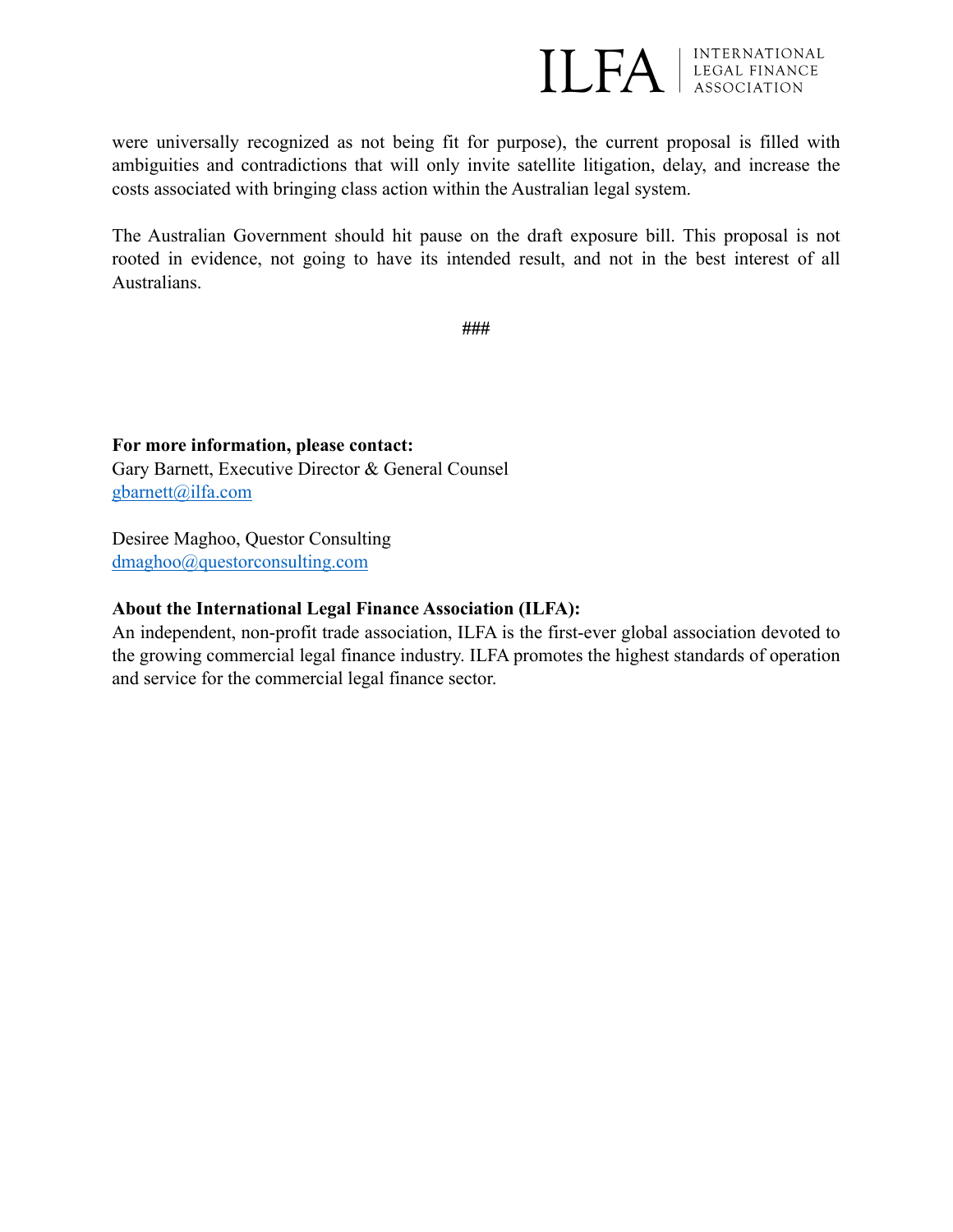were universally recognized as not being fit for purpose), the current proposal is filled with ambiguities and contradictions that will only invite satellite litigation, delay, and increase the costs associated with bringing class action within the Australian legal system.

The Australian Government should hit pause on the draft exposure bill. This proposal is not rooted in evidence, not going to have its intended result, and not in the best interest of all Australians.

###

**For more information, please contact:**
Gary Barnett, Executive Director & General Counsel
gbarnett@ilfa.com

Desiree Maghoo, Questor Consulting
dmaghoo@questorconsulting.com

**About the International Legal Finance Association (ILFA):**
An independent, non-profit trade association, ILFA is the first-ever global association devoted to the growing commercial legal finance industry. ILFA promotes the highest standards of operation and service for the commercial legal finance sector.